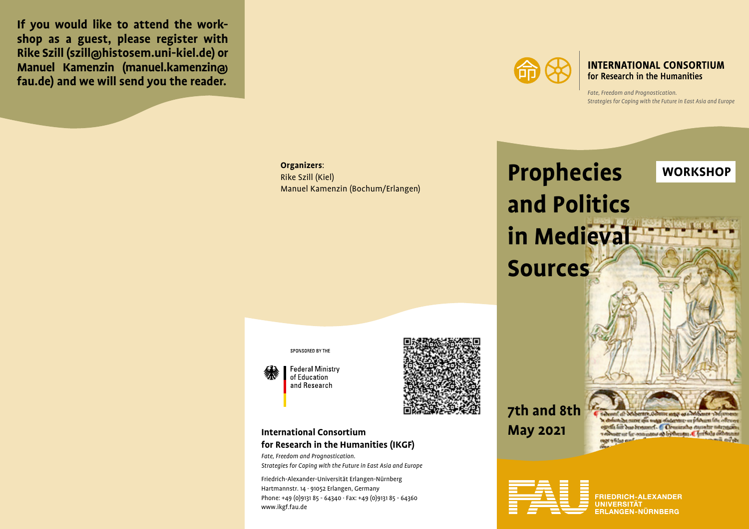**If you would like to attend the workshop as a guest, please register with Rike Szill (szill@histosem.uni-kiel.de) or Manuel Kamenzin (manuel.kamenzin@fau.de) and we will send you the reader.**

**Organizers**:
Rike Szill (Kiel)
Manuel Kamenzin (Bochum/Erlangen)

SPONSORED BY THE

Federal Ministry of Education and Research

## International Consortium for Research in the Humanities (IKGF)

*Fate, Freedom and Prognostication.*
*Strategies for Coping with the Future in East Asia and Europe*

Friedrich-Alexander-Universität Erlangen-Nürnberg
Hartmannstr. 14 · 91052 Erlangen, Germany
Phone: +49 (0)9131 85 - 64340 · Fax: +49 (0)9131 85 - 64360
www.ikgf.fau.de

**INTERNATIONAL CONSORTIUM**
**for Research in the Humanities**

*Fate, Freedom and Prognostication.*
*Strategies for Coping with the Future in East Asia and Europe*

**WORKSHOP**

# Prophecies and Politics in Medieval Sources

**7th and 8th May 2021**

FRIEDRICH-ALEXANDER
UNIVERSITÄT
ERLANGEN-NÜRNBERG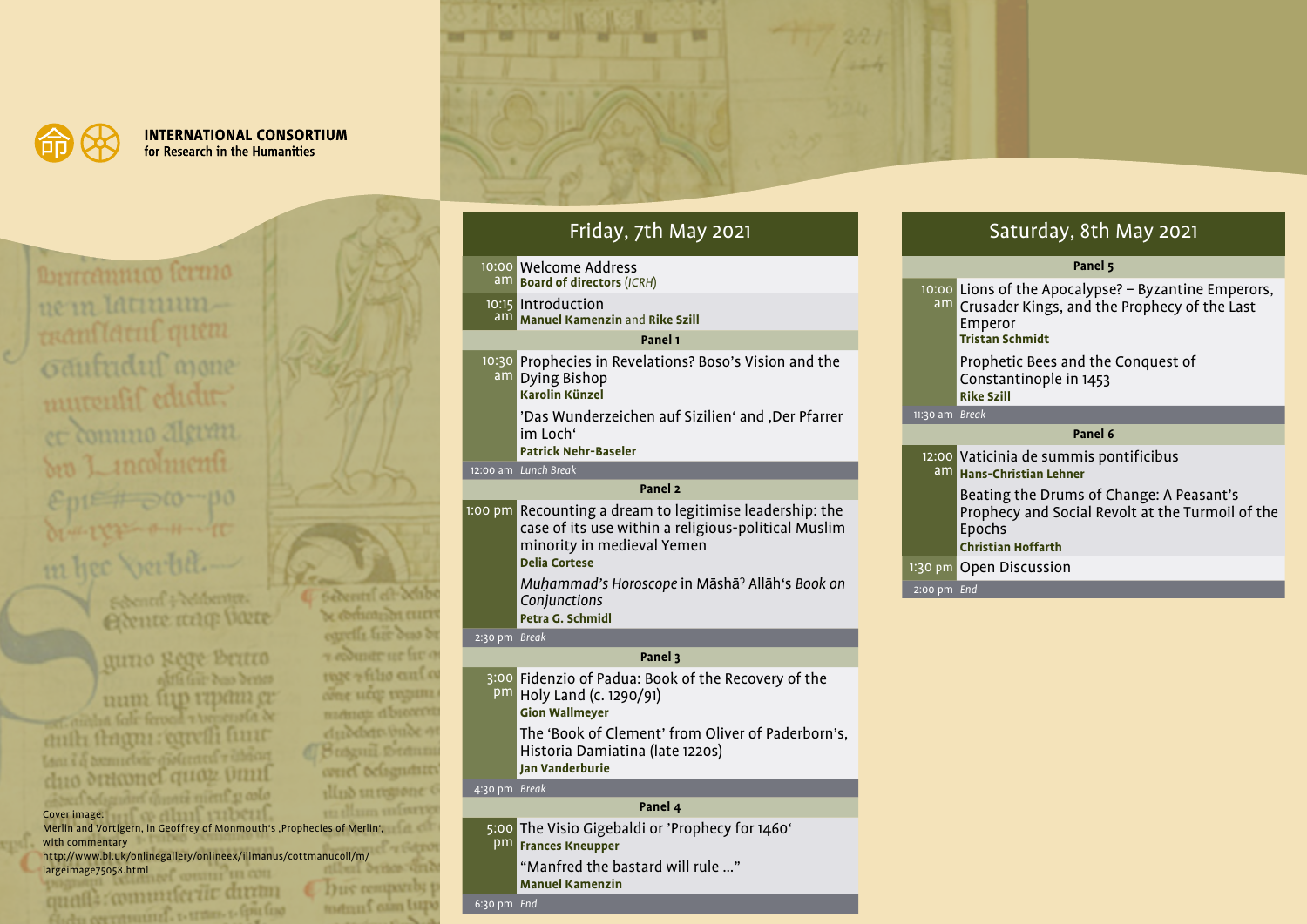**INTERNATIONAL CONSORTIUM**
for Research in the Humanities

Cover image:
Merlin and Vortigern, in Geoffrey of Monmouth's ‚Prophecies of Merlin', with commentary
http://www.bl.uk/onlinegallery/onlineex/illmanus/cottmanucoll/m/largeimage75058.html

## Friday, 7th May 2021

10:00 am Welcome Address
**Board of directors** (*ICRH*)

10:15 am Introduction
**Manuel Kamenzin** and **Rike Szill**

**Panel 1**

10:30 am Prophecies in Revelations? Boso's Vision and the Dying Bishop
**Karolin Künzel**

'Das Wunderzeichen auf Sizilien' and ‚Der Pfarrer im Loch'
**Patrick Nehr-Baseler**

12:00 am *Lunch Break*

**Panel 2**

1:00 pm Recounting a dream to legitimise leadership: the case of its use within a religious-political Muslim minority in medieval Yemen
**Delia Cortese**

*Muḥammad's Horoscope* in Māshāʾ Allāh's *Book on Conjunctions*
**Petra G. Schmidl**

2:30 pm *Break*

**Panel 3**

3:00 pm Fidenzio of Padua: Book of the Recovery of the Holy Land (c. 1290/91)
**Gion Wallmeyer**

The 'Book of Clement' from Oliver of Paderborn's, Historia Damiatina (late 1220s)
**Jan Vanderburie**

4:30 pm *Break*

**Panel 4**

5:00 pm The Visio Gigebaldi or 'Prophecy for 1460'
**Frances Kneupper**

"Manfred the bastard will rule ..."
**Manuel Kamenzin**

6:30 pm *End*

## Saturday, 8th May 2021

**Panel 5**

10:00 am Lions of the Apocalypse? – Byzantine Emperors, Crusader Kings, and the Prophecy of the Last Emperor
**Tristan Schmidt**

Prophetic Bees and the Conquest of Constantinople in 1453
**Rike Szill**

11:30 am *Break*

**Panel 6**

12:00 am Vaticinia de summis pontificibus
**Hans-Christian Lehner**

Beating the Drums of Change: A Peasant's Prophecy and Social Revolt at the Turmoil of the Epochs
**Christian Hoffarth**

1:30 pm Open Discussion

2:00 pm *End*